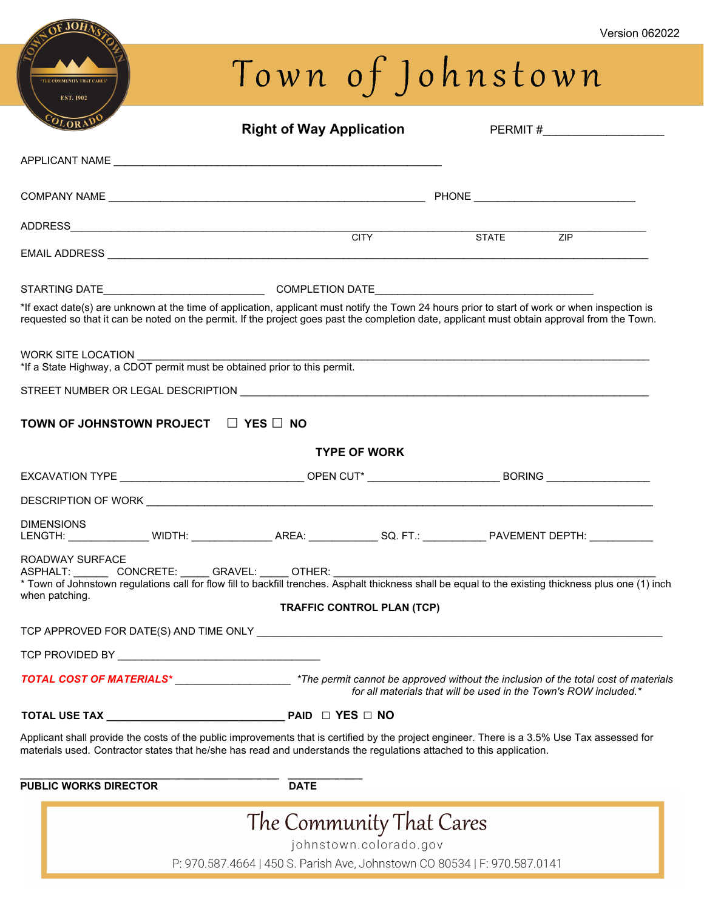Version 062022

# Town of Johnstown

## Right of Way Application

PERMIT #___________________

APPLICANT NAME ____________________________________________________

COMPANY NAME __________________________________________________ PHONE _________________________

ADDRESS_________________________________________________________________________________

CITY STATE ZIP

EMAIL ADDRESS ____________________________________________________________________________

STARTING DATE_________________________ COMPLETION DATE__________________________________

*If exact date(s) are unknown at the time of application, applicant must notify the Town 24 hours prior to start of work or when inspection is requested so that it can be noted on the permit. If the project goes past the completion date, applicant must obtain approval from the Town.

WORK SITE LOCATION _______________________________________________________________________

*If a State Highway, a CDOT permit must be obtained prior to this permit.

STREET NUMBER OR LEGAL DESCRIPTION ____________________________________________________________

**TOWN OF JOHNSTOWN PROJECT ☐ YES ☐ NO**

**TYPE OF WORK**

EXCAVATION TYPE ____________________________ OPEN CUT* ____________________ BORING ________________

DESCRIPTION OF WORK ________________________________________________________________________

DIMENSIONS
LENGTH: _____________ WIDTH: _____________ AREA: ___________ SQ. FT.: __________ PAVEMENT DEPTH: __________

ROADWAY SURFACE
ASPHALT: ______ CONCRETE: _____ GRAVEL: _____ OTHER: _________________________________________________

* Town of Johnstown regulations call for flow fill to backfill trenches. Asphalt thickness shall be equal to the existing thickness plus one (1) inch when patching.

**TRAFFIC CONTROL PLAN (TCP)**

TCP APPROVED FOR DATE(S) AND TIME ONLY ______________________________________________________________

TCP PROVIDED BY _______________________________

***TOTAL COST OF MATERIALS**** ___________________ *\*The permit cannot be approved without the inclusion of the total cost of materials for all materials that will be used in the Town's ROW included.\**

**TOTAL USE TAX** ____________________________ **PAID ☐ YES ☐ NO**

Applicant shall provide the costs of the public improvements that is certified by the project engineer. There is a 3.5% Use Tax assessed for materials used. Contractor states that he/she has read and understands the regulations attached to this application.

________________________________________ ____________

**PUBLIC WORKS DIRECTOR** **DATE**

The Community That Cares

johnstown.colorado.gov

P: 970.587.4664 | 450 S. Parish Ave, Johnstown CO 80534 | F: 970.587.0141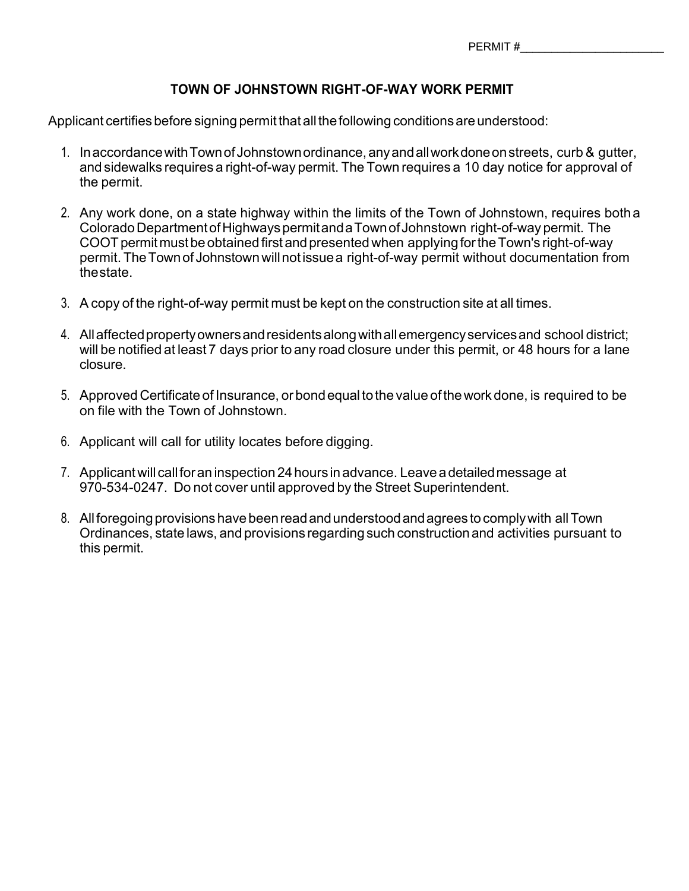PERMIT #______________________

## TOWN OF JOHNSTOWN RIGHT-OF-WAY WORK PERMIT

Applicant certifies before signing permit that all the following conditions are understood:

1. In accordance with Town of Johnstown ordinance, any and all work done on streets, curb & gutter, and sidewalks requires a right-of-way permit. The Town requires a 10 day notice for approval of the permit.

2. Any work done, on a state highway within the limits of the Town of Johnstown, requires both a Colorado Department of Highways permit and a Town of Johnstown right-of-way permit. The COOT permit must be obtained first and presented when applying for the Town's right-of-way permit. The Town of Johnstown will not issue a right-of-way permit without documentation from the state.

3. A copy of the right-of-way permit must be kept on the construction site at all times.

4. All affected property owners and residents along with all emergency services and school district; will be notified at least 7 days prior to any road closure under this permit, or 48 hours for a lane closure.

5. Approved Certificate of Insurance, or bond equal to the value of the work done, is required to be on file with the Town of Johnstown.

6. Applicant will call for utility locates before digging.

7. Applicant will call for an inspection 24 hours in advance. Leave a detailed message at 970-534-0247. Do not cover until approved by the Street Superintendent.

8. All foregoing provisions have been read and understood and agrees to comply with all Town Ordinances, state laws, and provisions regarding such construction and activities pursuant to this permit.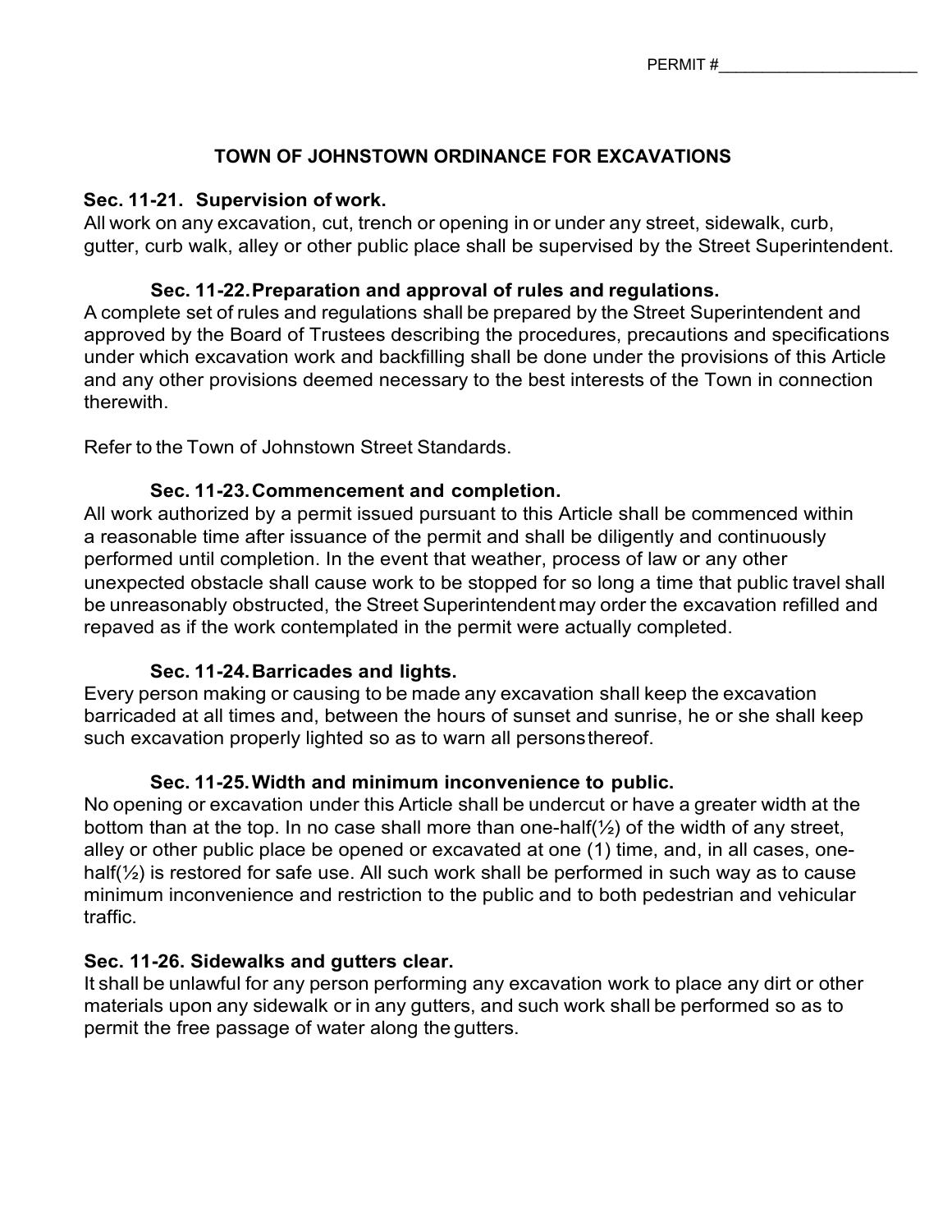PERMIT #______________________

## TOWN OF JOHNSTOWN ORDINANCE FOR EXCAVATIONS

**Sec. 11-21. Supervision of work.**
All work on any excavation, cut, trench or opening in or under any street, sidewalk, curb, gutter, curb walk, alley or other public place shall be supervised by the Street Superintendent.

**Sec. 11-22. Preparation and approval of rules and regulations.**
A complete set of rules and regulations shall be prepared by the Street Superintendent and approved by the Board of Trustees describing the procedures, precautions and specifications under which excavation work and backfilling shall be done under the provisions of this Article and any other provisions deemed necessary to the best interests of the Town in connection therewith.

Refer to the Town of Johnstown Street Standards.

**Sec. 11-23. Commencement and completion.**
All work authorized by a permit issued pursuant to this Article shall be commenced within a reasonable time after issuance of the permit and shall be diligently and continuously performed until completion. In the event that weather, process of law or any other unexpected obstacle shall cause work to be stopped for so long a time that public travel shall be unreasonably obstructed, the Street Superintendent may order the excavation refilled and repaved as if the work contemplated in the permit were actually completed.

**Sec. 11-24. Barricades and lights.**
Every person making or causing to be made any excavation shall keep the excavation barricaded at all times and, between the hours of sunset and sunrise, he or she shall keep such excavation properly lighted so as to warn all persons thereof.

**Sec. 11-25. Width and minimum inconvenience to public.**
No opening or excavation under this Article shall be undercut or have a greater width at the bottom than at the top. In no case shall more than one-half(½) of the width of any street, alley or other public place be opened or excavated at one (1) time, and, in all cases, one-half(½) is restored for safe use. All such work shall be performed in such way as to cause minimum inconvenience and restriction to the public and to both pedestrian and vehicular traffic.

**Sec. 11-26. Sidewalks and gutters clear.**
It shall be unlawful for any person performing any excavation work to place any dirt or other materials upon any sidewalk or in any gutters, and such work shall be performed so as to permit the free passage of water along the gutters.